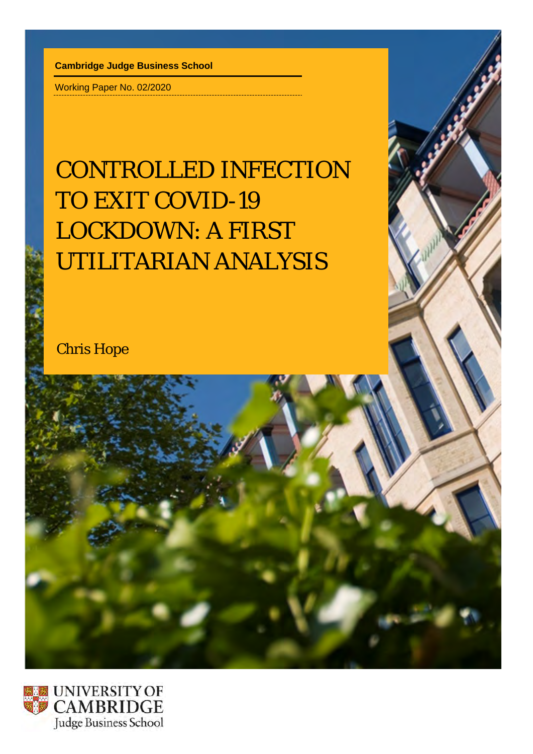**Cambridge Judge Business School**

Working Paper No. 02/2020

# CONTROLLED INFECTION TO EXIT COVID-19 LOCKDOWN: A FIRST UTILITARIAN ANALYSIS

Chris Hope

UNIVERSITY OF CAMBRIDGE
Judge Business School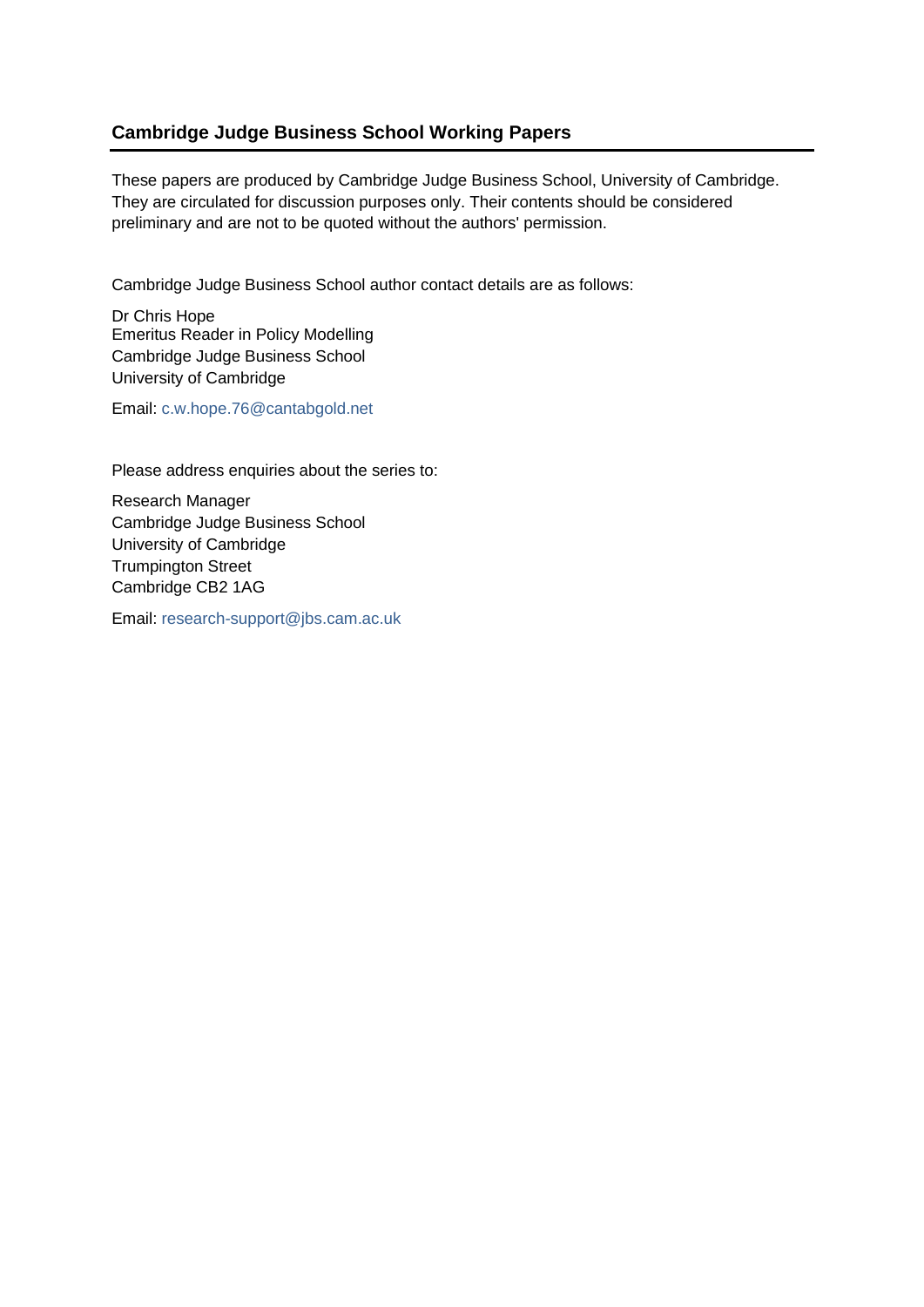## Cambridge Judge Business School Working Papers

These papers are produced by Cambridge Judge Business School, University of Cambridge. They are circulated for discussion purposes only. Their contents should be considered preliminary and are not to be quoted without the authors' permission.

Cambridge Judge Business School author contact details are as follows:

Dr Chris Hope
Emeritus Reader in Policy Modelling
Cambridge Judge Business School
University of Cambridge

Email: c.w.hope.76@cantabgold.net

Please address enquiries about the series to:

Research Manager
Cambridge Judge Business School
University of Cambridge
Trumpington Street
Cambridge CB2 1AG

Email: research-support@jbs.cam.ac.uk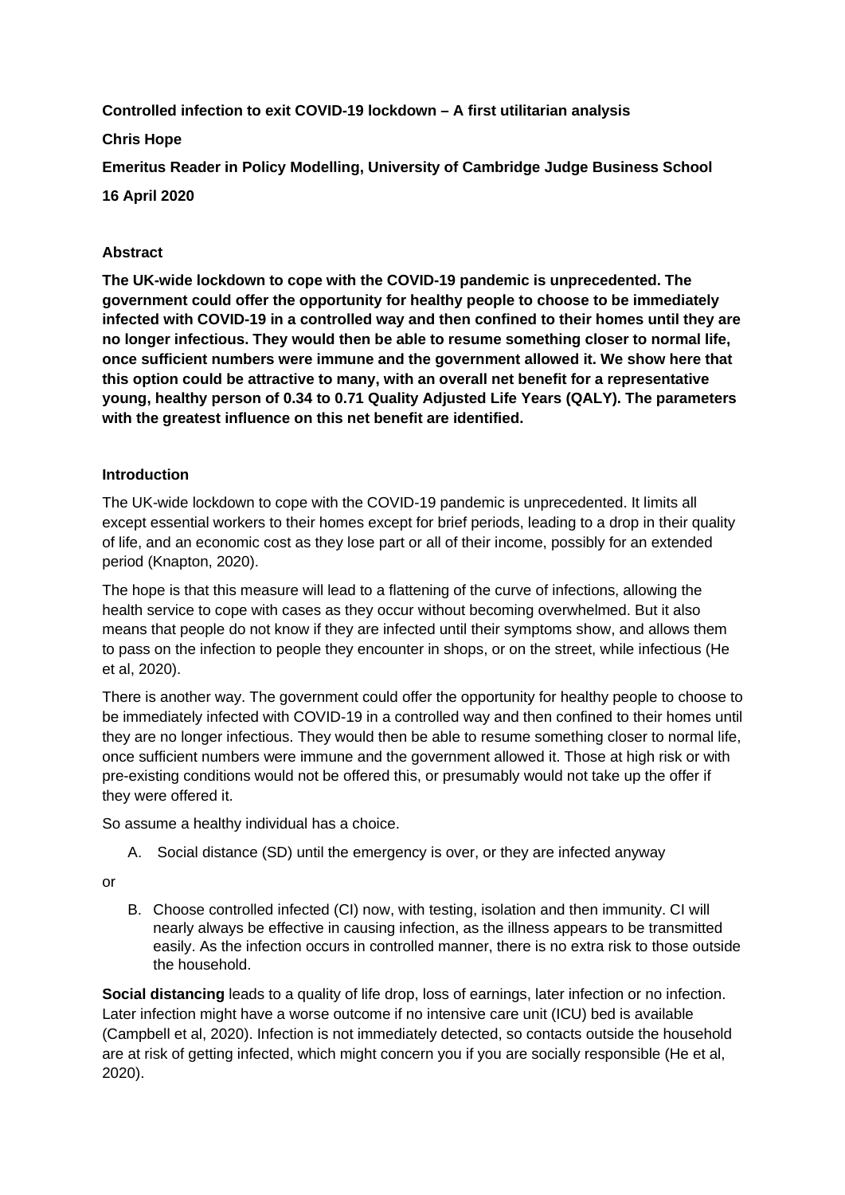**Controlled infection to exit COVID-19 lockdown – A first utilitarian analysis**

**Chris Hope**

**Emeritus Reader in Policy Modelling, University of Cambridge Judge Business School**

**16 April 2020**

## Abstract

**The UK-wide lockdown to cope with the COVID-19 pandemic is unprecedented. The government could offer the opportunity for healthy people to choose to be immediately infected with COVID-19 in a controlled way and then confined to their homes until they are no longer infectious. They would then be able to resume something closer to normal life, once sufficient numbers were immune and the government allowed it. We show here that this option could be attractive to many, with an overall net benefit for a representative young, healthy person of 0.34 to 0.71 Quality Adjusted Life Years (QALY). The parameters with the greatest influence on this net benefit are identified.**

## Introduction

The UK-wide lockdown to cope with the COVID-19 pandemic is unprecedented. It limits all except essential workers to their homes except for brief periods, leading to a drop in their quality of life, and an economic cost as they lose part or all of their income, possibly for an extended period (Knapton, 2020).

The hope is that this measure will lead to a flattening of the curve of infections, allowing the health service to cope with cases as they occur without becoming overwhelmed. But it also means that people do not know if they are infected until their symptoms show, and allows them to pass on the infection to people they encounter in shops, or on the street, while infectious (He et al, 2020).

There is another way. The government could offer the opportunity for healthy people to choose to be immediately infected with COVID-19 in a controlled way and then confined to their homes until they are no longer infectious. They would then be able to resume something closer to normal life, once sufficient numbers were immune and the government allowed it. Those at high risk or with pre-existing conditions would not be offered this, or presumably would not take up the offer if they were offered it.

So assume a healthy individual has a choice.

A. Social distance (SD) until the emergency is over, or they are infected anyway

or

B. Choose controlled infected (CI) now, with testing, isolation and then immunity. CI will nearly always be effective in causing infection, as the illness appears to be transmitted easily. As the infection occurs in controlled manner, there is no extra risk to those outside the household.

**Social distancing** leads to a quality of life drop, loss of earnings, later infection or no infection. Later infection might have a worse outcome if no intensive care unit (ICU) bed is available (Campbell et al, 2020). Infection is not immediately detected, so contacts outside the household are at risk of getting infected, which might concern you if you are socially responsible (He et al, 2020).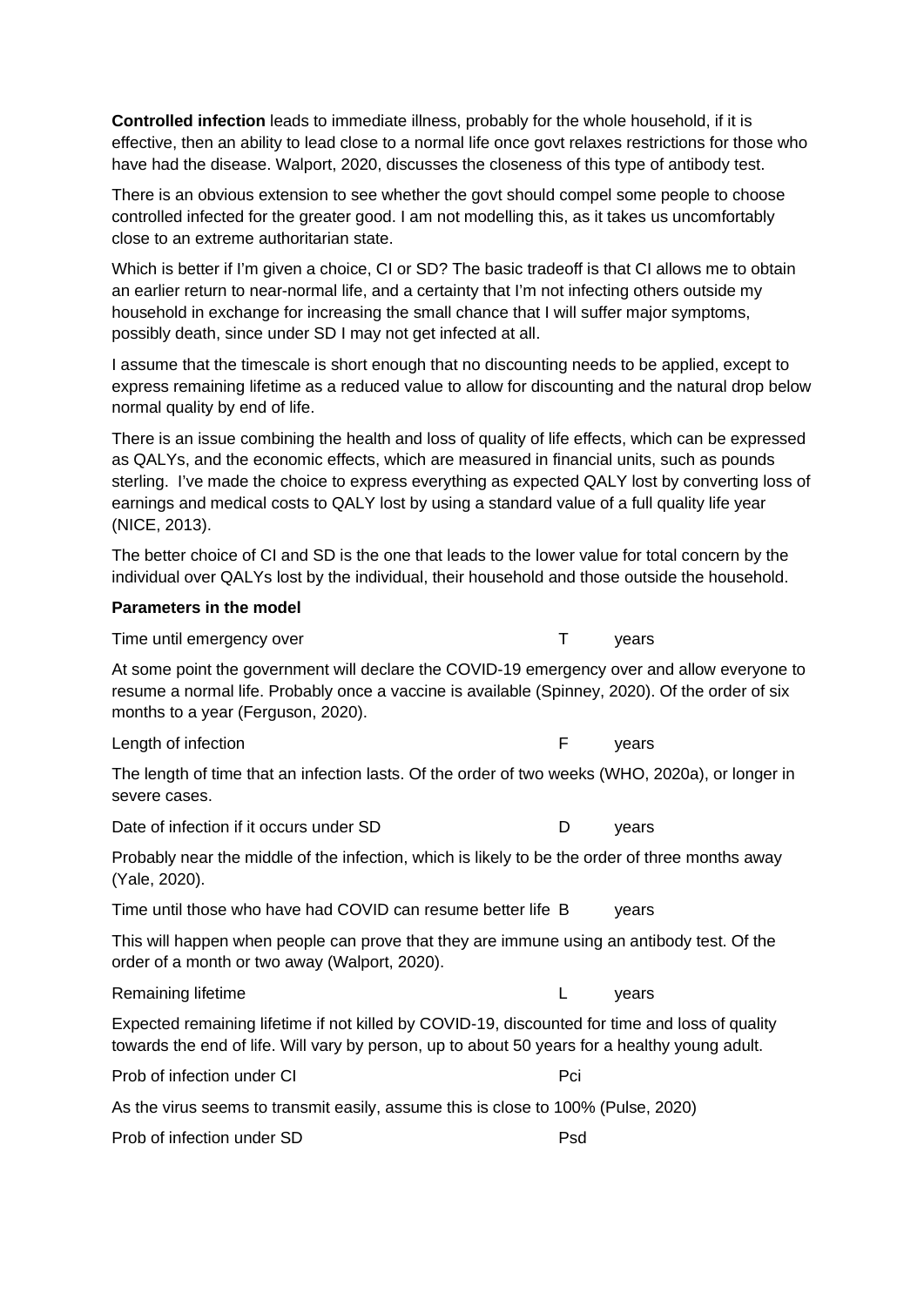**Controlled infection** leads to immediate illness, probably for the whole household, if it is effective, then an ability to lead close to a normal life once govt relaxes restrictions for those who have had the disease. Walport, 2020, discusses the closeness of this type of antibody test.

There is an obvious extension to see whether the govt should compel some people to choose controlled infected for the greater good. I am not modelling this, as it takes us uncomfortably close to an extreme authoritarian state.

Which is better if I'm given a choice, CI or SD? The basic tradeoff is that CI allows me to obtain an earlier return to near-normal life, and a certainty that I'm not infecting others outside my household in exchange for increasing the small chance that I will suffer major symptoms, possibly death, since under SD I may not get infected at all.

I assume that the timescale is short enough that no discounting needs to be applied, except to express remaining lifetime as a reduced value to allow for discounting and the natural drop below normal quality by end of life.

There is an issue combining the health and loss of quality of life effects, which can be expressed as QALYs, and the economic effects, which are measured in financial units, such as pounds sterling. I've made the choice to express everything as expected QALY lost by converting loss of earnings and medical costs to QALY lost by using a standard value of a full quality life year (NICE, 2013).

The better choice of CI and SD is the one that leads to the lower value for total concern by the individual over QALYs lost by the individual, their household and those outside the household.

**Parameters in the model**

Time until emergency over $T$ years

At some point the government will declare the COVID-19 emergency over and allow everyone to resume a normal life. Probably once a vaccine is available (Spinney, 2020). Of the order of six months to a year (Ferguson, 2020).

Length of infection $F$ years

The length of time that an infection lasts. Of the order of two weeks (WHO, 2020a), or longer in severe cases.

Date of infection if it occurs under SD $D$ years

Probably near the middle of the infection, which is likely to be the order of three months away (Yale, 2020).

Time until those who have had COVID can resume better life $B$ years

This will happen when people can prove that they are immune using an antibody test. Of the order of a month or two away (Walport, 2020).

Remaining lifetime $L$ years

Expected remaining lifetime if not killed by COVID-19, discounted for time and loss of quality towards the end of life. Will vary by person, up to about 50 years for a healthy young adult.

Prob of infection under CI $P_{ci}$

As the virus seems to transmit easily, assume this is close to 100% (Pulse, 2020)

Prob of infection under SD $P_{sd}$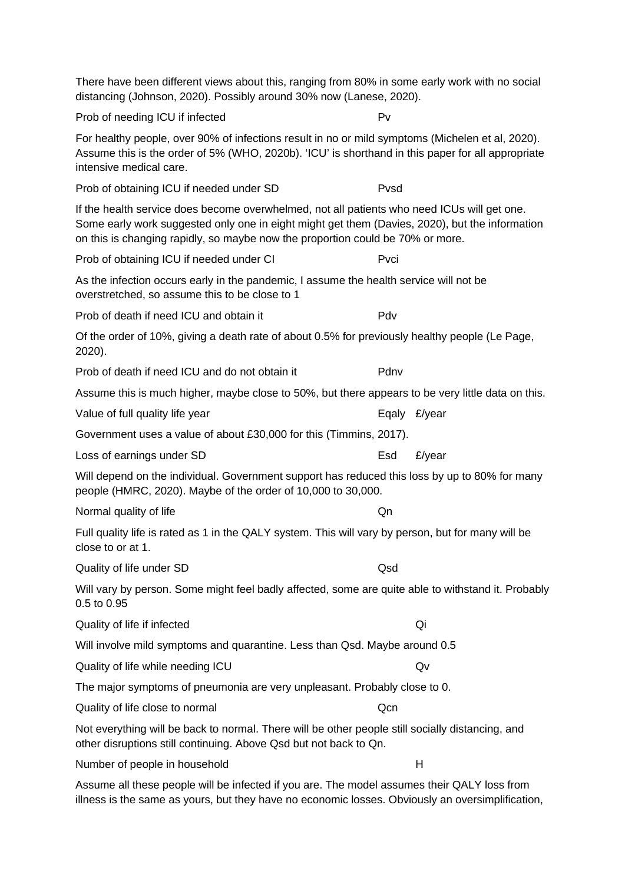There have been different views about this, ranging from 80% in some early work with no social distancing (Johnson, 2020). Possibly around 30% now (Lanese, 2020).

Prob of needing ICU if infected Pv

For healthy people, over 90% of infections result in no or mild symptoms (Michelen et al, 2020). Assume this is the order of 5% (WHO, 2020b). 'ICU' is shorthand in this paper for all appropriate intensive medical care.

Prob of obtaining ICU if needed under SD Pvsd

If the health service does become overwhelmed, not all patients who need ICUs will get one. Some early work suggested only one in eight might get them (Davies, 2020), but the information on this is changing rapidly, so maybe now the proportion could be 70% or more.

Prob of obtaining ICU if needed under CI Pvci

As the infection occurs early in the pandemic, I assume the health service will not be overstretched, so assume this to be close to 1

Prob of death if need ICU and obtain it Pdv

Of the order of 10%, giving a death rate of about 0.5% for previously healthy people (Le Page, 2020).

Prob of death if need ICU and do not obtain it Pdnv

Assume this is much higher, maybe close to 50%, but there appears to be very little data on this.

Value of full quality life year Eqaly £/year

Government uses a value of about £30,000 for this (Timmins, 2017).

Loss of earnings under SD Esd £/year

Will depend on the individual. Government support has reduced this loss by up to 80% for many people (HMRC, 2020). Maybe of the order of 10,000 to 30,000.

Normal quality of life Qn

Full quality life is rated as 1 in the QALY system. This will vary by person, but for many will be close to or at 1.

Quality of life under SD Qsd

Will vary by person. Some might feel badly affected, some are quite able to withstand it. Probably 0.5 to 0.95

Quality of life if infected Qi

Will involve mild symptoms and quarantine. Less than Qsd. Maybe around 0.5

Quality of life while needing ICU Qv

The major symptoms of pneumonia are very unpleasant. Probably close to 0.

Quality of life close to normal Qcn

Not everything will be back to normal. There will be other people still socially distancing, and other disruptions still continuing. Above Qsd but not back to Qn.

Number of people in household H

Assume all these people will be infected if you are. The model assumes their QALY loss from illness is the same as yours, but they have no economic losses. Obviously an oversimplification,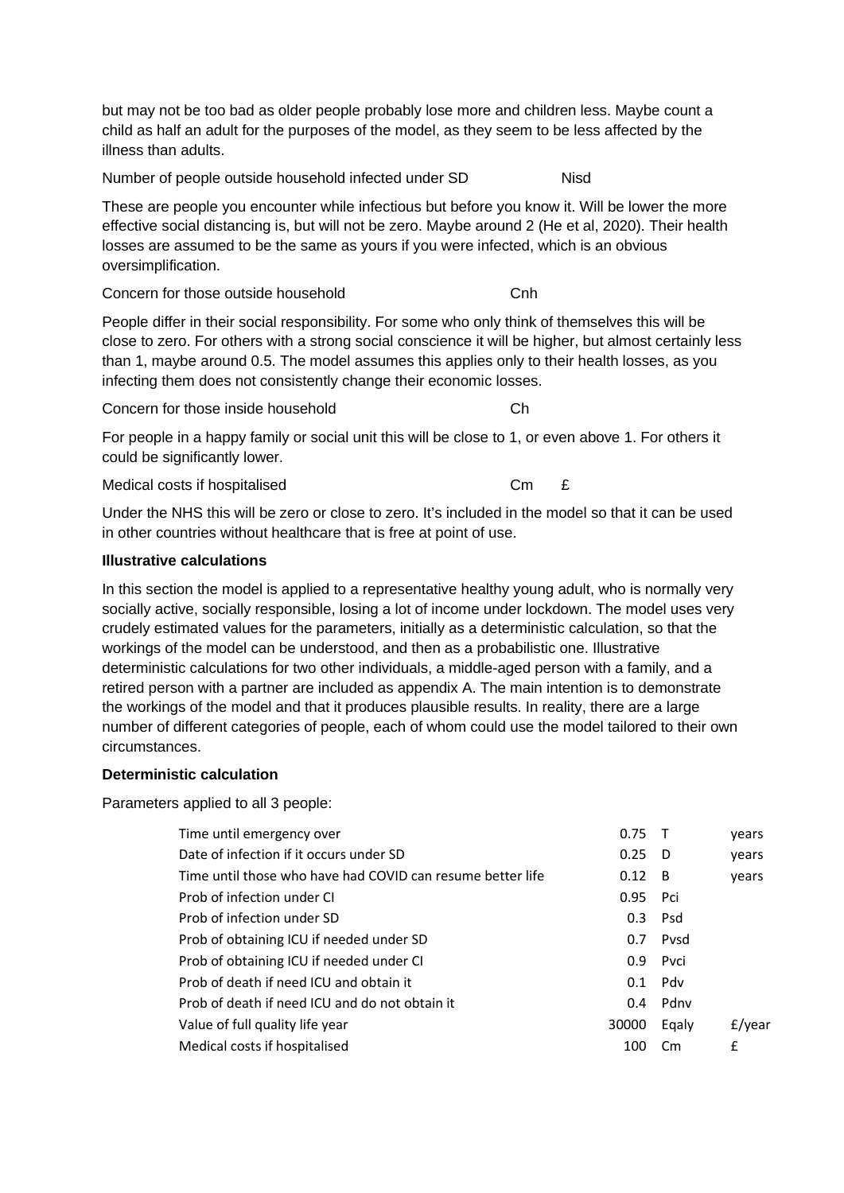but may not be too bad as older people probably lose more and children less. Maybe count a child as half an adult for the purposes of the model, as they seem to be less affected by the illness than adults.

Number of people outside household infected under SD Nisd

These are people you encounter while infectious but before you know it. Will be lower the more effective social distancing is, but will not be zero. Maybe around 2 (He et al, 2020). Their health losses are assumed to be the same as yours if you were infected, which is an obvious oversimplification.

Concern for those outside household Cnh

People differ in their social responsibility. For some who only think of themselves this will be close to zero. For others with a strong social conscience it will be higher, but almost certainly less than 1, maybe around 0.5. The model assumes this applies only to their health losses, as you infecting them does not consistently change their economic losses.

Concern for those inside household Ch

For people in a happy family or social unit this will be close to 1, or even above 1. For others it could be significantly lower.

Medical costs if hospitalised Cm £

Under the NHS this will be zero or close to zero. It's included in the model so that it can be used in other countries without healthcare that is free at point of use.

**Illustrative calculations**

In this section the model is applied to a representative healthy young adult, who is normally very socially active, socially responsible, losing a lot of income under lockdown. The model uses very crudely estimated values for the parameters, initially as a deterministic calculation, so that the workings of the model can be understood, and then as a probabilistic one. Illustrative deterministic calculations for two other individuals, a middle-aged person with a family, and a retired person with a partner are included as appendix A. The main intention is to demonstrate the workings of the model and that it produces plausible results. In reality, there are a large number of different categories of people, each of whom could use the model tailored to their own circumstances.

**Deterministic calculation**

Parameters applied to all 3 people:

| | | | |
|---|---|---|---|
| Time until emergency over | 0.75 | T | years |
| Date of infection if it occurs under SD | 0.25 | D | years |
| Time until those who have had COVID can resume better life | 0.12 | B | years |
| Prob of infection under CI | 0.95 | Pci | |
| Prob of infection under SD | 0.3 | Psd | |
| Prob of obtaining ICU if needed under SD | 0.7 | Pvsd | |
| Prob of obtaining ICU if needed under CI | 0.9 | Pvci | |
| Prob of death if need ICU and obtain it | 0.1 | Pdv | |
| Prob of death if need ICU and do not obtain it | 0.4 | Pdnv | |
| Value of full quality life year | 30000 | Eqaly | £/year |
| Medical costs if hospitalised | 100 | Cm | £ |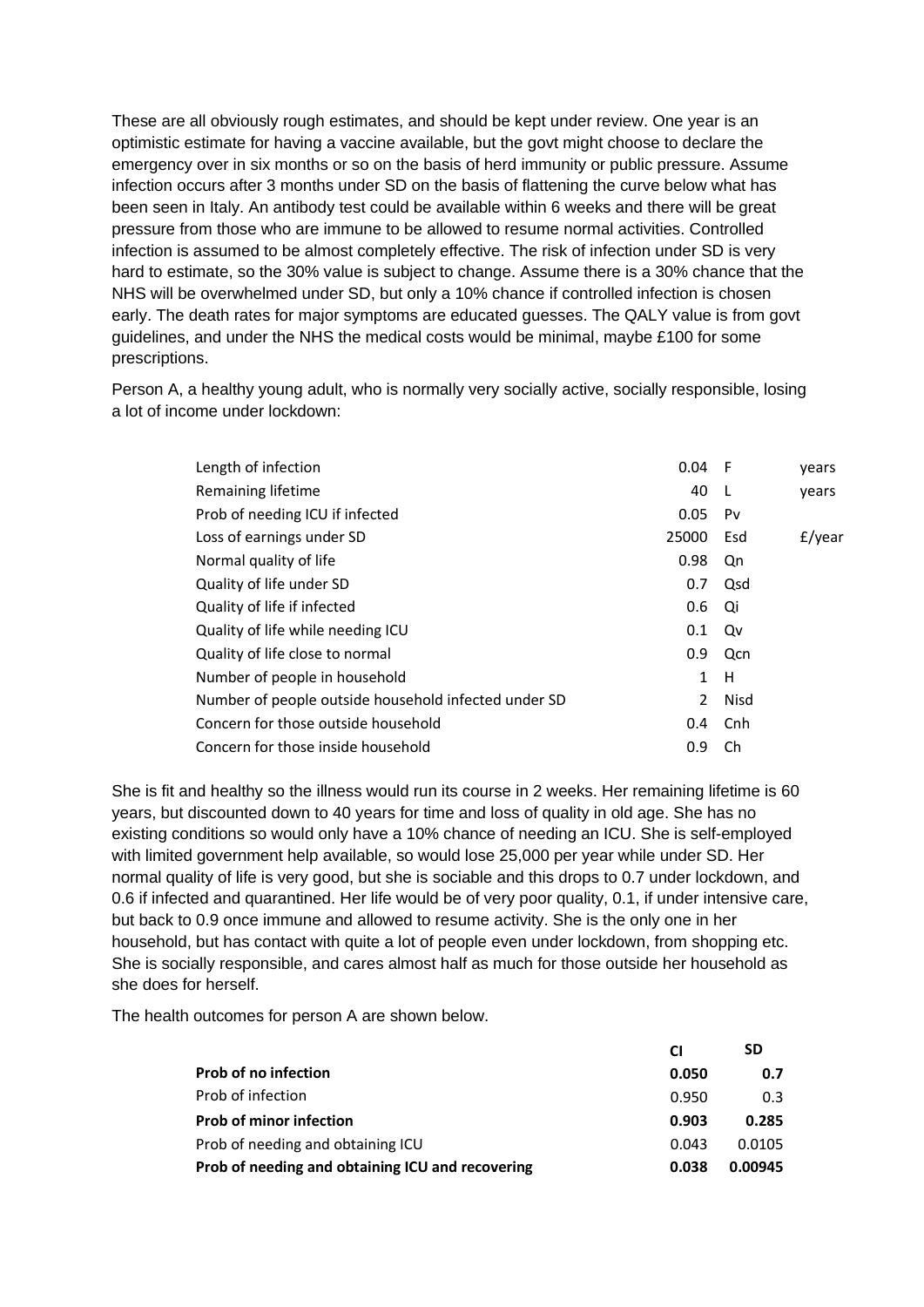These are all obviously rough estimates, and should be kept under review. One year is an optimistic estimate for having a vaccine available, but the govt might choose to declare the emergency over in six months or so on the basis of herd immunity or public pressure. Assume infection occurs after 3 months under SD on the basis of flattening the curve below what has been seen in Italy. An antibody test could be available within 6 weeks and there will be great pressure from those who are immune to be allowed to resume normal activities. Controlled infection is assumed to be almost completely effective. The risk of infection under SD is very hard to estimate, so the 30% value is subject to change. Assume there is a 30% chance that the NHS will be overwhelmed under SD, but only a 10% chance if controlled infection is chosen early. The death rates for major symptoms are educated guesses. The QALY value is from govt guidelines, and under the NHS the medical costs would be minimal, maybe £100 for some prescriptions.

Person A, a healthy young adult, who is normally very socially active, socially responsible, losing a lot of income under lockdown:

| | | | |
|---|---|---|---|
| Length of infection | 0.04 | F | years |
| Remaining lifetime | 40 | L | years |
| Prob of needing ICU if infected | 0.05 | Pv | |
| Loss of earnings under SD | 25000 | Esd | £/year |
| Normal quality of life | 0.98 | Qn | |
| Quality of life under SD | 0.7 | Qsd | |
| Quality of life if infected | 0.6 | Qi | |
| Quality of life while needing ICU | 0.1 | Qv | |
| Quality of life close to normal | 0.9 | Qcn | |
| Number of people in household | 1 | H | |
| Number of people outside household infected under SD | 2 | Nisd | |
| Concern for those outside household | 0.4 | Cnh | |
| Concern for those inside household | 0.9 | Ch | |

She is fit and healthy so the illness would run its course in 2 weeks. Her remaining lifetime is 60 years, but discounted down to 40 years for time and loss of quality in old age. She has no existing conditions so would only have a 10% chance of needing an ICU. She is self-employed with limited government help available, so would lose 25,000 per year while under SD. Her normal quality of life is very good, but she is sociable and this drops to 0.7 under lockdown, and 0.6 if infected and quarantined. Her life would be of very poor quality, 0.1, if under intensive care, but back to 0.9 once immune and allowed to resume activity. She is the only one in her household, but has contact with quite a lot of people even under lockdown, from shopping etc. She is socially responsible, and cares almost half as much for those outside her household as she does for herself.

The health outcomes for person A are shown below.

| | **CI** | **SD** |
|---|---|---|
| **Prob of no infection** | **0.050** | **0.7** |
| Prob of infection | 0.950 | 0.3 |
| **Prob of minor infection** | **0.903** | **0.285** |
| Prob of needing and obtaining ICU | 0.043 | 0.0105 |
| **Prob of needing and obtaining ICU and recovering** | **0.038** | **0.00945** |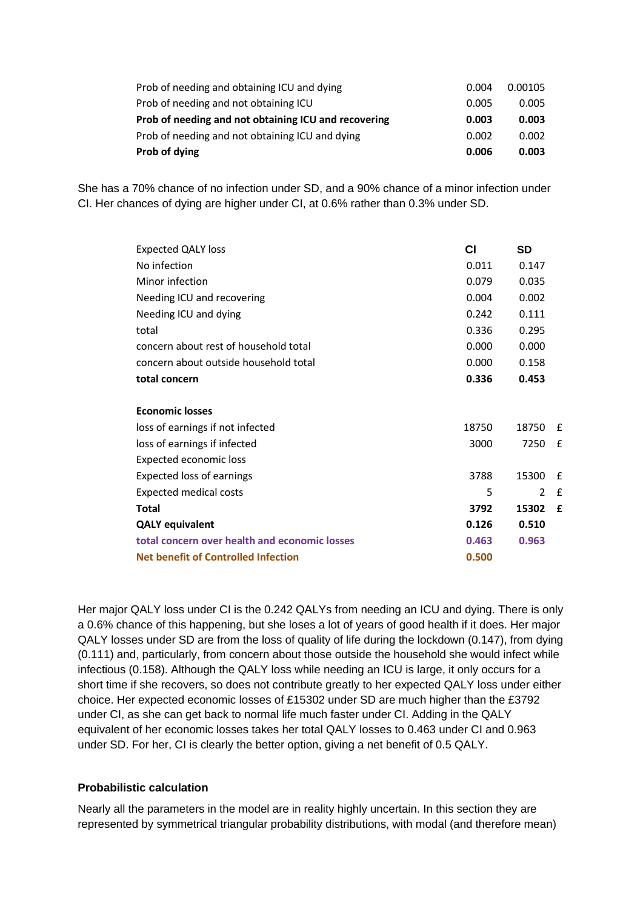| | | |
|---|---|---|
| Prob of needing and obtaining ICU and dying | 0.004 | 0.00105 |
| Prob of needing and not obtaining ICU | 0.005 | 0.005 |
| **Prob of needing and not obtaining ICU and recovering** | **0.003** | **0.003** |
| Prob of needing and not obtaining ICU and dying | 0.002 | 0.002 |
| **Prob of dying** | **0.006** | **0.003** |

She has a 70% chance of no infection under SD, and a 90% chance of a minor infection under CI. Her chances of dying are higher under CI, at 0.6% rather than 0.3% under SD.

| Expected QALY loss | CI | SD | |
|---|---|---|---|
| No infection | 0.011 | 0.147 | |
| Minor infection | 0.079 | 0.035 | |
| Needing ICU and recovering | 0.004 | 0.002 | |
| Needing ICU and dying | 0.242 | 0.111 | |
| total | 0.336 | 0.295 | |
| concern about rest of household total | 0.000 | 0.000 | |
| concern about outside household total | 0.000 | 0.158 | |
| **total concern** | **0.336** | **0.453** | |
| | | | |
| **Economic losses** | | | |
| loss of earnings if not infected | 18750 | 18750 | £ |
| loss of earnings if infected | 3000 | 7250 | £ |
| Expected economic loss | | | |
| Expected loss of earnings | 3788 | 15300 | £ |
| Expected medical costs | 5 | 2 | £ |
| **Total** | **3792** | **15302** | **£** |
| **QALY equivalent** | **0.126** | **0.510** | |
| **total concern over health and economic losses** | **0.463** | **0.963** | |
| **Net benefit of Controlled Infection** | **0.500** | | |

Her major QALY loss under CI is the 0.242 QALYs from needing an ICU and dying. There is only a 0.6% chance of this happening, but she loses a lot of years of good health if it does. Her major QALY losses under SD are from the loss of quality of life during the lockdown (0.147), from dying (0.111) and, particularly, from concern about those outside the household she would infect while infectious (0.158). Although the QALY loss while needing an ICU is large, it only occurs for a short time if she recovers, so does not contribute greatly to her expected QALY loss under either choice. Her expected economic losses of £15302 under SD are much higher than the £3792 under CI, as she can get back to normal life much faster under CI. Adding in the QALY equivalent of her economic losses takes her total QALY losses to 0.463 under CI and 0.963 under SD. For her, CI is clearly the better option, giving a net benefit of 0.5 QALY.

### Probabilistic calculation

Nearly all the parameters in the model are in reality highly uncertain. In this section they are represented by symmetrical triangular probability distributions, with modal (and therefore mean)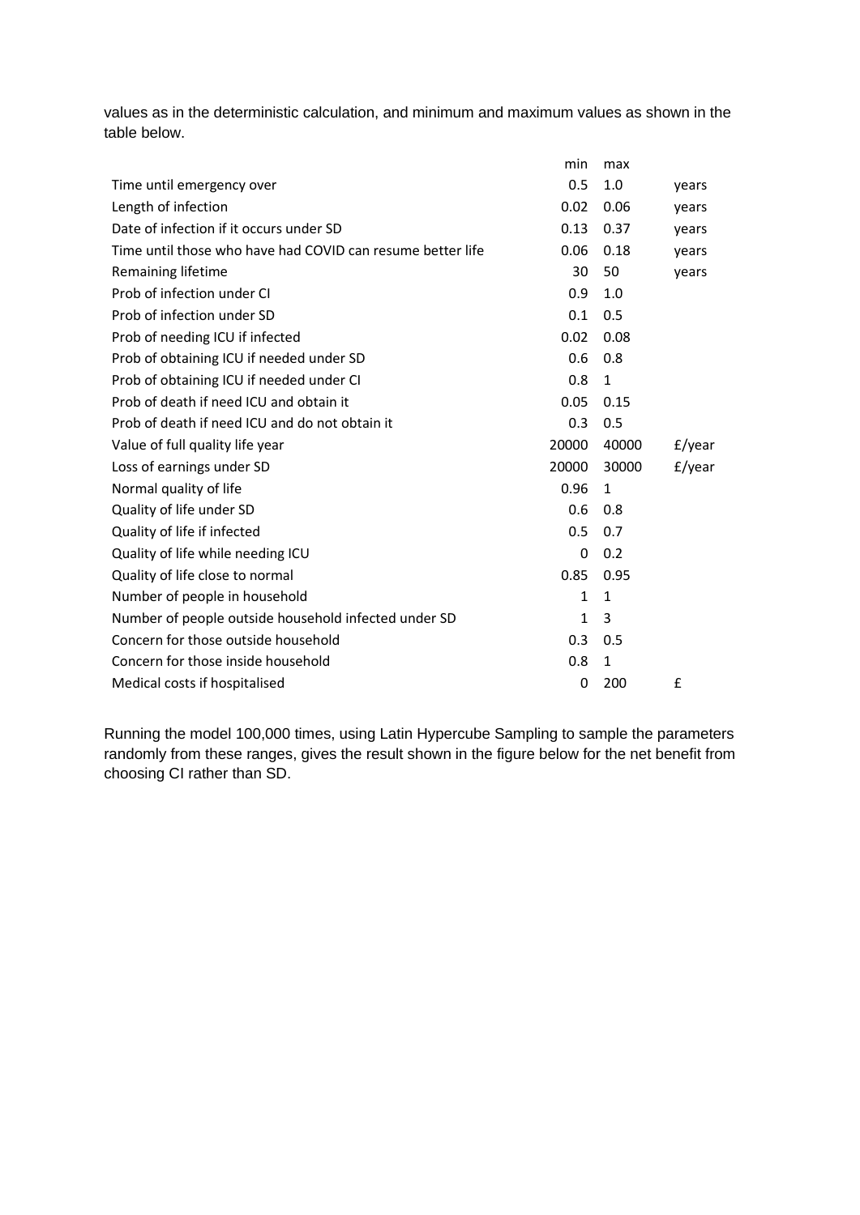values as in the deterministic calculation, and minimum and maximum values as shown in the table below.

| | min | max | |
|---|---|---|---|
| Time until emergency over | 0.5 | 1.0 | years |
| Length of infection | 0.02 | 0.06 | years |
| Date of infection if it occurs under SD | 0.13 | 0.37 | years |
| Time until those who have had COVID can resume better life | 0.06 | 0.18 | years |
| Remaining lifetime | 30 | 50 | years |
| Prob of infection under CI | 0.9 | 1.0 | |
| Prob of infection under SD | 0.1 | 0.5 | |
| Prob of needing ICU if infected | 0.02 | 0.08 | |
| Prob of obtaining ICU if needed under SD | 0.6 | 0.8 | |
| Prob of obtaining ICU if needed under CI | 0.8 | 1 | |
| Prob of death if need ICU and obtain it | 0.05 | 0.15 | |
| Prob of death if need ICU and do not obtain it | 0.3 | 0.5 | |
| Value of full quality life year | 20000 | 40000 | £/year |
| Loss of earnings under SD | 20000 | 30000 | £/year |
| Normal quality of life | 0.96 | 1 | |
| Quality of life under SD | 0.6 | 0.8 | |
| Quality of life if infected | 0.5 | 0.7 | |
| Quality of life while needing ICU | 0 | 0.2 | |
| Quality of life close to normal | 0.85 | 0.95 | |
| Number of people in household | 1 | 1 | |
| Number of people outside household infected under SD | 1 | 3 | |
| Concern for those outside household | 0.3 | 0.5 | |
| Concern for those inside household | 0.8 | 1 | |
| Medical costs if hospitalised | 0 | 200 | £ |

Running the model 100,000 times, using Latin Hypercube Sampling to sample the parameters randomly from these ranges, gives the result shown in the figure below for the net benefit from choosing CI rather than SD.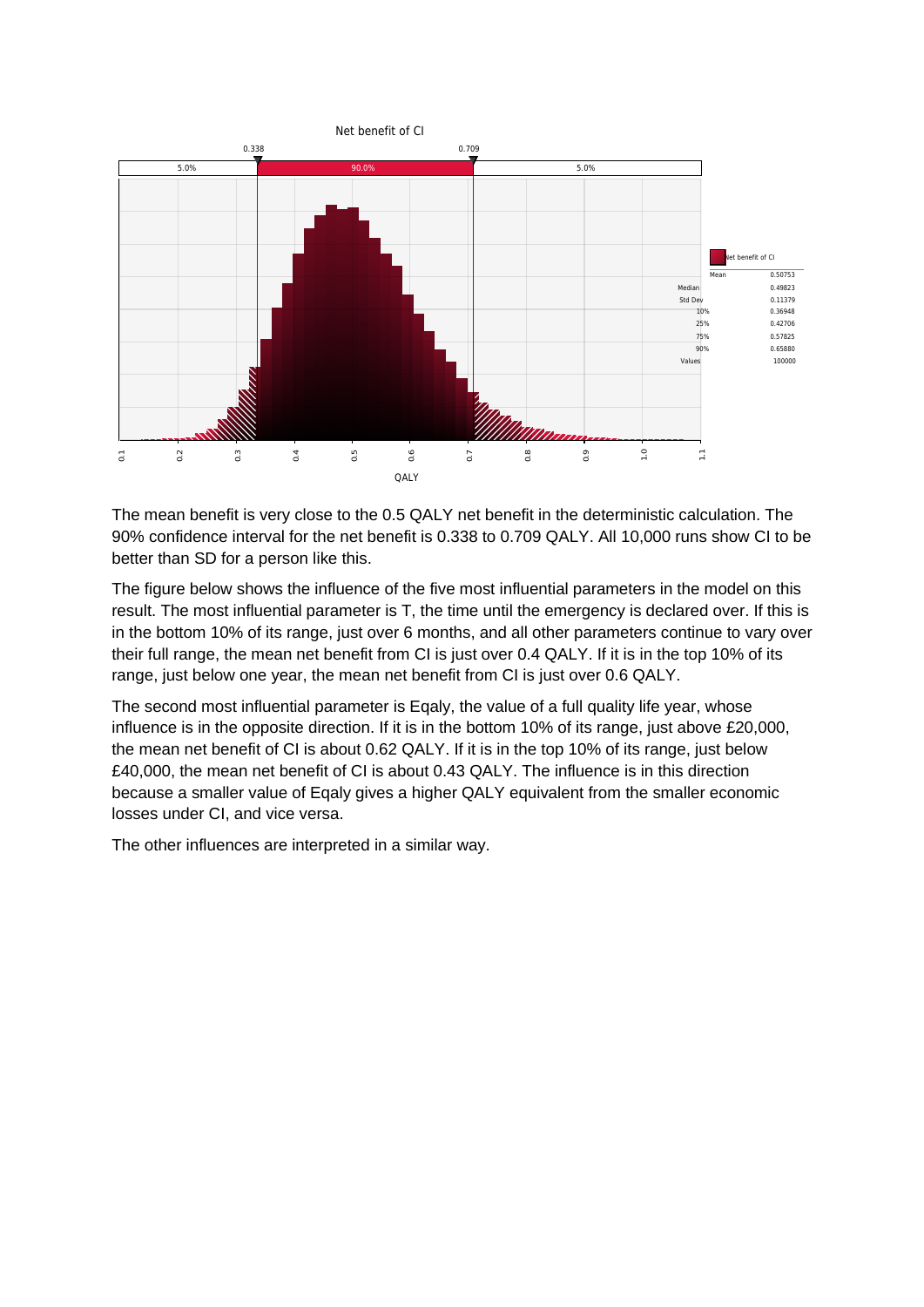Net benefit of CI

| Net benefit of CI | |
|---|---|
| Mean | 0.50753 |
| Median | 0.49823 |
| Std Dev | 0.11379 |
| 10% | 0.36948 |
| 25% | 0.42706 |
| 75% | 0.57825 |
| 90% | 0.65880 |
| Values | 100000 |

The mean benefit is very close to the 0.5 QALY net benefit in the deterministic calculation. The 90% confidence interval for the net benefit is 0.338 to 0.709 QALY. All 10,000 runs show CI to be better than SD for a person like this.

The figure below shows the influence of the five most influential parameters in the model on this result. The most influential parameter is T, the time until the emergency is declared over. If this is in the bottom 10% of its range, just over 6 months, and all other parameters continue to vary over their full range, the mean net benefit from CI is just over 0.4 QALY. If it is in the top 10% of its range, just below one year, the mean net benefit from CI is just over 0.6 QALY.

The second most influential parameter is Eqaly, the value of a full quality life year, whose influence is in the opposite direction. If it is in the bottom 10% of its range, just above £20,000, the mean net benefit of CI is about 0.62 QALY. If it is in the top 10% of its range, just below £40,000, the mean net benefit of CI is about 0.43 QALY. The influence is in this direction because a smaller value of Eqaly gives a higher QALY equivalent from the smaller economic losses under CI, and vice versa.

The other influences are interpreted in a similar way.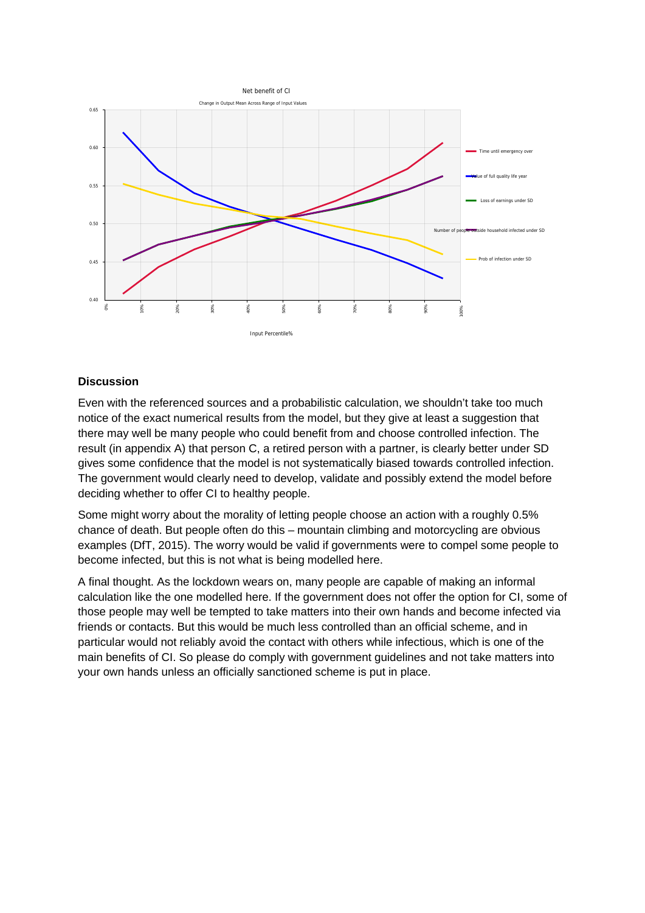Net benefit of CI

Change in Output Mean Across Range of Input Values

## Discussion

Even with the referenced sources and a probabilistic calculation, we shouldn't take too much notice of the exact numerical results from the model, but they give at least a suggestion that there may well be many people who could benefit from and choose controlled infection. The result (in appendix A) that person C, a retired person with a partner, is clearly better under SD gives some confidence that the model is not systematically biased towards controlled infection. The government would clearly need to develop, validate and possibly extend the model before deciding whether to offer CI to healthy people.

Some might worry about the morality of letting people choose an action with a roughly 0.5% chance of death. But people often do this – mountain climbing and motorcycling are obvious examples (DfT, 2015). The worry would be valid if governments were to compel some people to become infected, but this is not what is being modelled here.

A final thought. As the lockdown wears on, many people are capable of making an informal calculation like the one modelled here. If the government does not offer the option for CI, some of those people may well be tempted to take matters into their own hands and become infected via friends or contacts. But this would be much less controlled than an official scheme, and in particular would not reliably avoid the contact with others while infectious, which is one of the main benefits of CI. So please do comply with government guidelines and not take matters into your own hands unless an officially sanctioned scheme is put in place.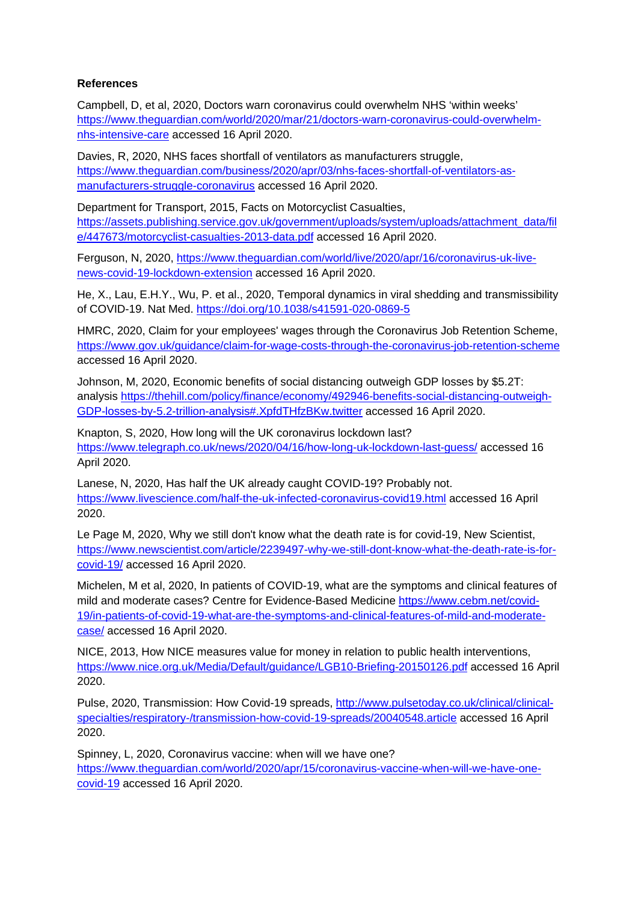**References**

Campbell, D, et al, 2020, Doctors warn coronavirus could overwhelm NHS 'within weeks' https://www.theguardian.com/world/2020/mar/21/doctors-warn-coronavirus-could-overwhelm-nhs-intensive-care accessed 16 April 2020.

Davies, R, 2020, NHS faces shortfall of ventilators as manufacturers struggle, https://www.theguardian.com/business/2020/apr/03/nhs-faces-shortfall-of-ventilators-as-manufacturers-struggle-coronavirus accessed 16 April 2020.

Department for Transport, 2015, Facts on Motorcyclist Casualties, https://assets.publishing.service.gov.uk/government/uploads/system/uploads/attachment_data/file/447673/motorcyclist-casualties-2013-data.pdf accessed 16 April 2020.

Ferguson, N, 2020, https://www.theguardian.com/world/live/2020/apr/16/coronavirus-uk-live-news-covid-19-lockdown-extension accessed 16 April 2020.

He, X., Lau, E.H.Y., Wu, P. et al., 2020, Temporal dynamics in viral shedding and transmissibility of COVID-19. Nat Med. https://doi.org/10.1038/s41591-020-0869-5

HMRC, 2020, Claim for your employees' wages through the Coronavirus Job Retention Scheme, https://www.gov.uk/guidance/claim-for-wage-costs-through-the-coronavirus-job-retention-scheme accessed 16 April 2020.

Johnson, M, 2020, Economic benefits of social distancing outweigh GDP losses by $5.2T: analysis https://thehill.com/policy/finance/economy/492946-benefits-social-distancing-outweigh-GDP-losses-by-5.2-trillion-analysis#.XpfdTHfzBKw.twitter accessed 16 April 2020.

Knapton, S, 2020, How long will the UK coronavirus lockdown last? https://www.telegraph.co.uk/news/2020/04/16/how-long-uk-lockdown-last-guess/ accessed 16 April 2020.

Lanese, N, 2020, Has half the UK already caught COVID-19? Probably not. https://www.livescience.com/half-the-uk-infected-coronavirus-covid19.html accessed 16 April 2020.

Le Page M, 2020, Why we still don't know what the death rate is for covid-19, New Scientist, https://www.newscientist.com/article/2239497-why-we-still-dont-know-what-the-death-rate-is-for-covid-19/ accessed 16 April 2020.

Michelen, M et al, 2020, In patients of COVID-19, what are the symptoms and clinical features of mild and moderate cases? Centre for Evidence-Based Medicine https://www.cebm.net/covid-19/in-patients-of-covid-19-what-are-the-symptoms-and-clinical-features-of-mild-and-moderate-case/ accessed 16 April 2020.

NICE, 2013, How NICE measures value for money in relation to public health interventions, https://www.nice.org.uk/Media/Default/guidance/LGB10-Briefing-20150126.pdf accessed 16 April 2020.

Pulse, 2020, Transmission: How Covid-19 spreads, http://www.pulsetoday.co.uk/clinical/clinical-specialties/respiratory-/transmission-how-covid-19-spreads/20040548.article accessed 16 April 2020.

Spinney, L, 2020, Coronavirus vaccine: when will we have one? https://www.theguardian.com/world/2020/apr/15/coronavirus-vaccine-when-will-we-have-one-covid-19 accessed 16 April 2020.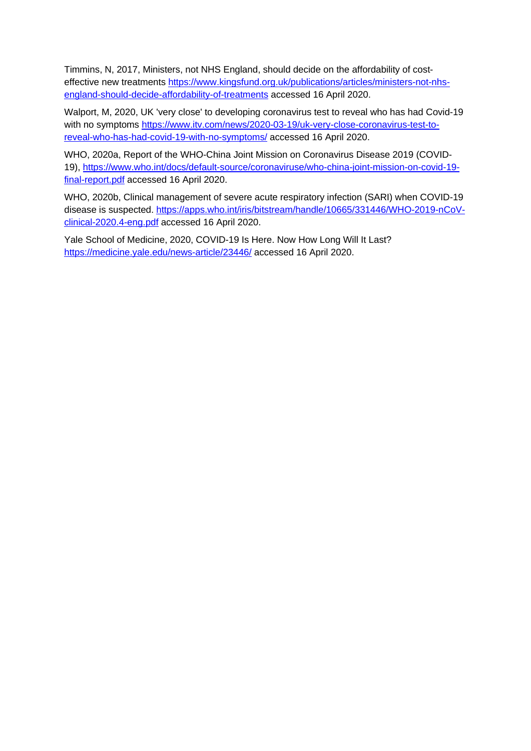Timmins, N, 2017, Ministers, not NHS England, should decide on the affordability of cost-effective new treatments https://www.kingsfund.org.uk/publications/articles/ministers-not-nhs-england-should-decide-affordability-of-treatments accessed 16 April 2020.

Walport, M, 2020, UK 'very close' to developing coronavirus test to reveal who has had Covid-19 with no symptoms https://www.itv.com/news/2020-03-19/uk-very-close-coronavirus-test-to-reveal-who-has-had-covid-19-with-no-symptoms/ accessed 16 April 2020.

WHO, 2020a, Report of the WHO-China Joint Mission on Coronavirus Disease 2019 (COVID-19), https://www.who.int/docs/default-source/coronaviruse/who-china-joint-mission-on-covid-19-final-report.pdf accessed 16 April 2020.

WHO, 2020b, Clinical management of severe acute respiratory infection (SARI) when COVID-19 disease is suspected. https://apps.who.int/iris/bitstream/handle/10665/331446/WHO-2019-nCoV-clinical-2020.4-eng.pdf accessed 16 April 2020.

Yale School of Medicine, 2020, COVID-19 Is Here. Now How Long Will It Last? https://medicine.yale.edu/news-article/23446/ accessed 16 April 2020.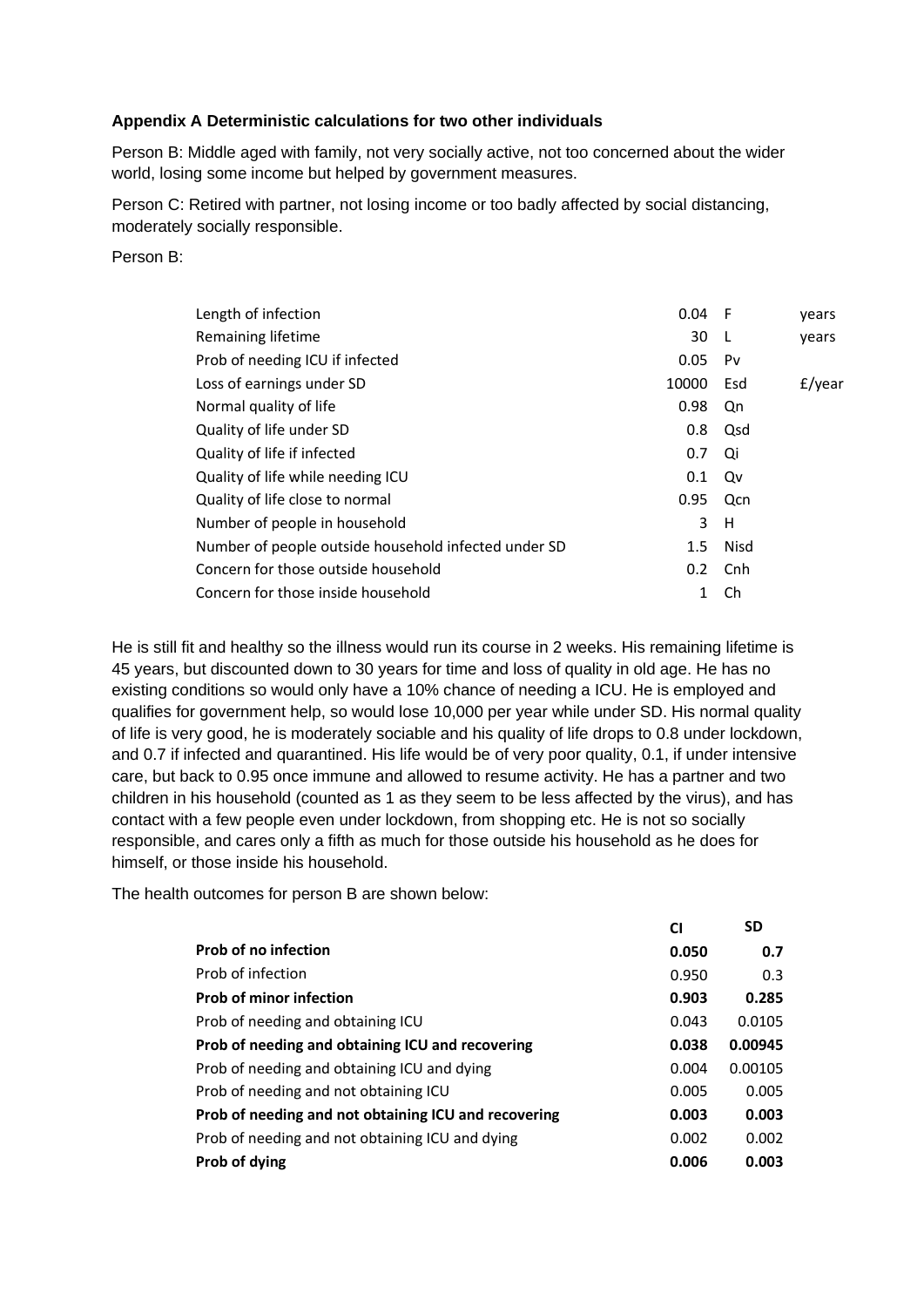### Appendix A Deterministic calculations for two other individuals

Person B: Middle aged with family, not very socially active, not too concerned about the wider world, losing some income but helped by government measures.

Person C: Retired with partner, not losing income or too badly affected by social distancing, moderately socially responsible.

Person B:

| | | | |
|---|---|---|---|
| Length of infection | 0.04 | F | years |
| Remaining lifetime | 30 | L | years |
| Prob of needing ICU if infected | 0.05 | Pv | |
| Loss of earnings under SD | 10000 | Esd | £/year |
| Normal quality of life | 0.98 | Qn | |
| Quality of life under SD | 0.8 | Qsd | |
| Quality of life if infected | 0.7 | Qi | |
| Quality of life while needing ICU | 0.1 | Qv | |
| Quality of life close to normal | 0.95 | Qcn | |
| Number of people in household | 3 | H | |
| Number of people outside household infected under SD | 1.5 | Nisd | |
| Concern for those outside household | 0.2 | Cnh | |
| Concern for those inside household | 1 | Ch | |

He is still fit and healthy so the illness would run its course in 2 weeks. His remaining lifetime is 45 years, but discounted down to 30 years for time and loss of quality in old age. He has no existing conditions so would only have a 10% chance of needing a ICU. He is employed and qualifies for government help, so would lose 10,000 per year while under SD. His normal quality of life is very good, he is moderately sociable and his quality of life drops to 0.8 under lockdown, and 0.7 if infected and quarantined. His life would be of very poor quality, 0.1, if under intensive care, but back to 0.95 once immune and allowed to resume activity. He has a partner and two children in his household (counted as 1 as they seem to be less affected by the virus), and has contact with a few people even under lockdown, from shopping etc. He is not so socially responsible, and cares only a fifth as much for those outside his household as he does for himself, or those inside his household.

The health outcomes for person B are shown below:

| | CI | SD |
|---|---|---|
| **Prob of no infection** | **0.050** | **0.7** |
| Prob of infection | 0.950 | 0.3 |
| **Prob of minor infection** | **0.903** | **0.285** |
| Prob of needing and obtaining ICU | 0.043 | 0.0105 |
| **Prob of needing and obtaining ICU and recovering** | **0.038** | **0.00945** |
| Prob of needing and obtaining ICU and dying | 0.004 | 0.00105 |
| Prob of needing and not obtaining ICU | 0.005 | 0.005 |
| **Prob of needing and not obtaining ICU and recovering** | **0.003** | **0.003** |
| Prob of needing and not obtaining ICU and dying | 0.002 | 0.002 |
| **Prob of dying** | **0.006** | **0.003** |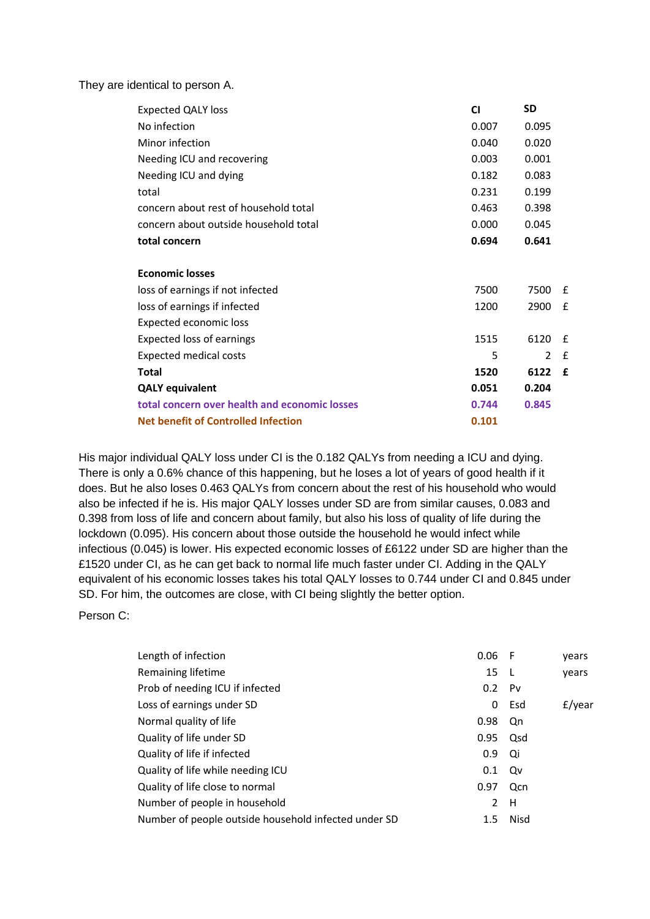They are identical to person A.

| Expected QALY loss | CI | SD | |
|---|---|---|---|
| No infection | 0.007 | 0.095 | |
| Minor infection | 0.040 | 0.020 | |
| Needing ICU and recovering | 0.003 | 0.001 | |
| Needing ICU and dying | 0.182 | 0.083 | |
| total | 0.231 | 0.199 | |
| concern about rest of household total | 0.463 | 0.398 | |
| concern about outside household total | 0.000 | 0.045 | |
| **total concern** | **0.694** | **0.641** | |
| | | | |
| **Economic losses** | | | |
| loss of earnings if not infected | 7500 | 7500 | £ |
| loss of earnings if infected | 1200 | 2900 | £ |
| Expected economic loss | | | |
| Expected loss of earnings | 1515 | 6120 | £ |
| Expected medical costs | 5 | 2 | £ |
| **Total** | **1520** | **6122** | **£** |
| **QALY equivalent** | **0.051** | **0.204** | |
| **total concern over health and economic losses** | **0.744** | **0.845** | |
| **Net benefit of Controlled Infection** | **0.101** | | |

His major individual QALY loss under CI is the 0.182 QALYs from needing a ICU and dying. There is only a 0.6% chance of this happening, but he loses a lot of years of good health if it does. But he also loses 0.463 QALYs from concern about the rest of his household who would also be infected if he is. His major QALY losses under SD are from similar causes, 0.083 and 0.398 from loss of life and concern about family, but also his loss of quality of life during the lockdown (0.095). His concern about those outside the household he would infect while infectious (0.045) is lower. His expected economic losses of £6122 under SD are higher than the £1520 under CI, as he can get back to normal life much faster under CI. Adding in the QALY equivalent of his economic losses takes his total QALY losses to 0.744 under CI and 0.845 under SD. For him, the outcomes are close, with CI being slightly the better option.

Person C:

| | | | |
|---|---|---|---|
| Length of infection | 0.06 | F | years |
| Remaining lifetime | 15 | L | years |
| Prob of needing ICU if infected | 0.2 | Pv | |
| Loss of earnings under SD | 0 | Esd | £/year |
| Normal quality of life | 0.98 | Qn | |
| Quality of life under SD | 0.95 | Qsd | |
| Quality of life if infected | 0.9 | Qi | |
| Quality of life while needing ICU | 0.1 | Qv | |
| Quality of life close to normal | 0.97 | Qcn | |
| Number of people in household | 2 | H | |
| Number of people outside household infected under SD | 1.5 | Nisd | |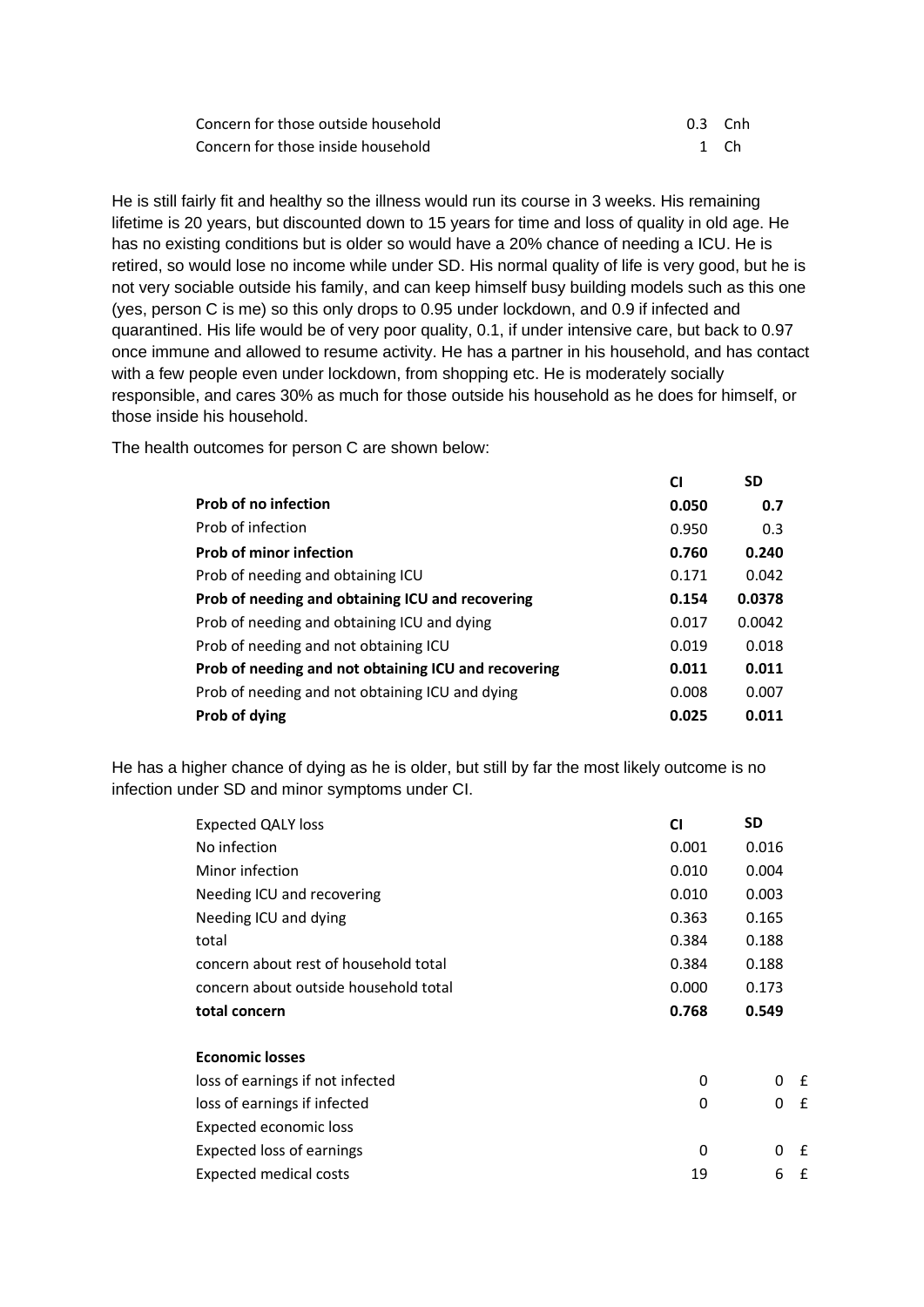| | | |
|---|---|---|
| Concern for those outside household | 0.3 | Cnh |
| Concern for those inside household | 1 | Ch |

He is still fairly fit and healthy so the illness would run its course in 3 weeks. His remaining lifetime is 20 years, but discounted down to 15 years for time and loss of quality in old age. He has no existing conditions but is older so would have a 20% chance of needing a ICU. He is retired, so would lose no income while under SD. His normal quality of life is very good, but he is not very sociable outside his family, and can keep himself busy building models such as this one (yes, person C is me) so this only drops to 0.95 under lockdown, and 0.9 if infected and quarantined. His life would be of very poor quality, 0.1, if under intensive care, but back to 0.97 once immune and allowed to resume activity. He has a partner in his household, and has contact with a few people even under lockdown, from shopping etc. He is moderately socially responsible, and cares 30% as much for those outside his household as he does for himself, or those inside his household.

The health outcomes for person C are shown below:

| | CI | SD |
|---|---|---|
| **Prob of no infection** | **0.050** | **0.7** |
| Prob of infection | 0.950 | 0.3 |
| **Prob of minor infection** | **0.760** | **0.240** |
| Prob of needing and obtaining ICU | 0.171 | 0.042 |
| **Prob of needing and obtaining ICU and recovering** | **0.154** | **0.0378** |
| Prob of needing and obtaining ICU and dying | 0.017 | 0.0042 |
| Prob of needing and not obtaining ICU | 0.019 | 0.018 |
| **Prob of needing and not obtaining ICU and recovering** | **0.011** | **0.011** |
| Prob of needing and not obtaining ICU and dying | 0.008 | 0.007 |
| **Prob of dying** | **0.025** | **0.011** |

He has a higher chance of dying as he is older, but still by far the most likely outcome is no infection under SD and minor symptoms under CI.

| Expected QALY loss | CI | SD | |
|---|---|---|---|
| No infection | 0.001 | 0.016 | |
| Minor infection | 0.010 | 0.004 | |
| Needing ICU and recovering | 0.010 | 0.003 | |
| Needing ICU and dying | 0.363 | 0.165 | |
| total | 0.384 | 0.188 | |
| concern about rest of household total | 0.384 | 0.188 | |
| concern about outside household total | 0.000 | 0.173 | |
| **total concern** | **0.768** | **0.549** | |
| | | | |
| **Economic losses** | | | |
| loss of earnings if not infected | 0 | 0 | £ |
| loss of earnings if infected | 0 | 0 | £ |
| Expected economic loss | | | |
| Expected loss of earnings | 0 | 0 | £ |
| Expected medical costs | 19 | 6 | £ |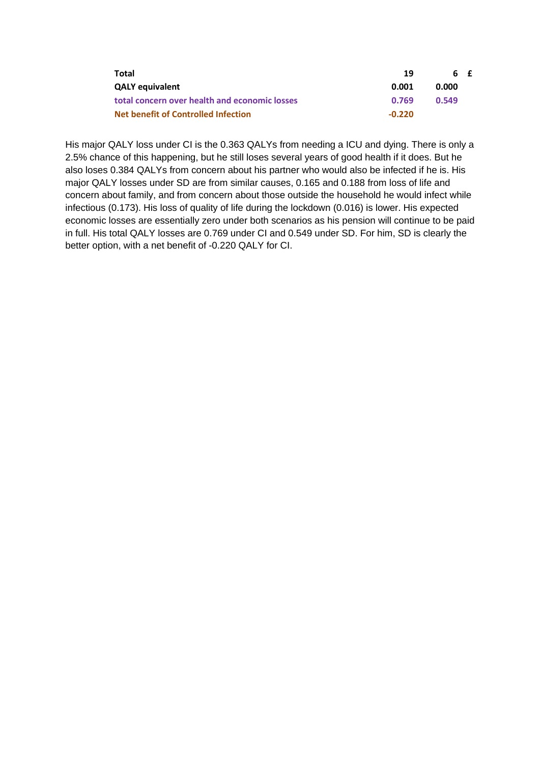| | | | |
|---|---|---|---|
| **Total** | **19** | **6** | **£** |
| **QALY equivalent** | **0.001** | **0.000** | |
| **total concern over health and economic losses** | **0.769** | **0.549** | |
| **Net benefit of Controlled Infection** | **-0.220** | | |

His major QALY loss under CI is the 0.363 QALYs from needing a ICU and dying. There is only a 2.5% chance of this happening, but he still loses several years of good health if it does. But he also loses 0.384 QALYs from concern about his partner who would also be infected if he is. His major QALY losses under SD are from similar causes, 0.165 and 0.188 from loss of life and concern about family, and from concern about those outside the household he would infect while infectious (0.173). His loss of quality of life during the lockdown (0.016) is lower. His expected economic losses are essentially zero under both scenarios as his pension will continue to be paid in full. His total QALY losses are 0.769 under CI and 0.549 under SD. For him, SD is clearly the better option, with a net benefit of -0.220 QALY for CI.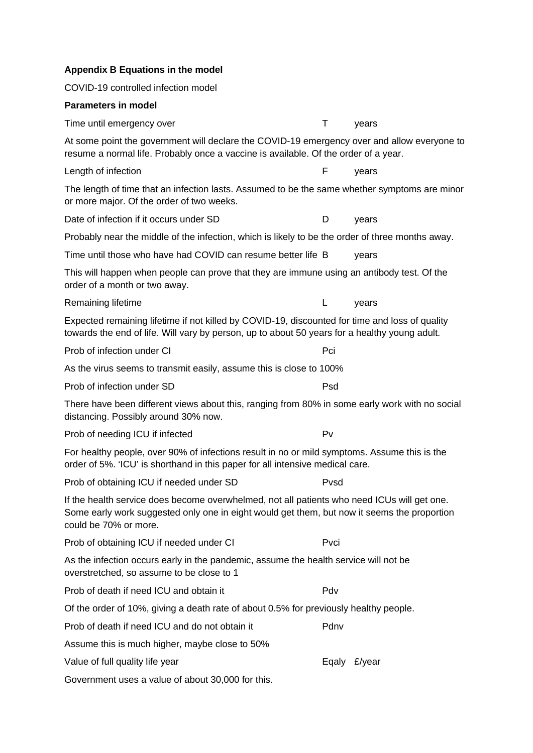**Appendix B Equations in the model**

COVID-19 controlled infection model

**Parameters in model**

Time until emergency over T years

At some point the government will declare the COVID-19 emergency over and allow everyone to resume a normal life. Probably once a vaccine is available. Of the order of a year.

Length of infection F years

The length of time that an infection lasts. Assumed to be the same whether symptoms are minor or more major. Of the order of two weeks.

Date of infection if it occurs under SD D years

Probably near the middle of the infection, which is likely to be the order of three months away.

Time until those who have had COVID can resume better life B years

This will happen when people can prove that they are immune using an antibody test. Of the order of a month or two away.

Remaining lifetime L years

Expected remaining lifetime if not killed by COVID-19, discounted for time and loss of quality towards the end of life. Will vary by person, up to about 50 years for a healthy young adult.

Prob of infection under CI Pci

As the virus seems to transmit easily, assume this is close to 100%

Prob of infection under SD Psd

There have been different views about this, ranging from 80% in some early work with no social distancing. Possibly around 30% now.

Prob of needing ICU if infected Pv

For healthy people, over 90% of infections result in no or mild symptoms. Assume this is the order of 5%. 'ICU' is shorthand in this paper for all intensive medical care.

Prob of obtaining ICU if needed under SD Pvsd

If the health service does become overwhelmed, not all patients who need ICUs will get one. Some early work suggested only one in eight would get them, but now it seems the proportion could be 70% or more.

Prob of obtaining ICU if needed under CI Pvci

As the infection occurs early in the pandemic, assume the health service will not be overstretched, so assume to be close to 1

Prob of death if need ICU and obtain it Pdv

Of the order of 10%, giving a death rate of about 0.5% for previously healthy people.

Prob of death if need ICU and do not obtain it Pdnv

Assume this is much higher, maybe close to 50%

Value of full quality life year Eqaly £/year

Government uses a value of about 30,000 for this.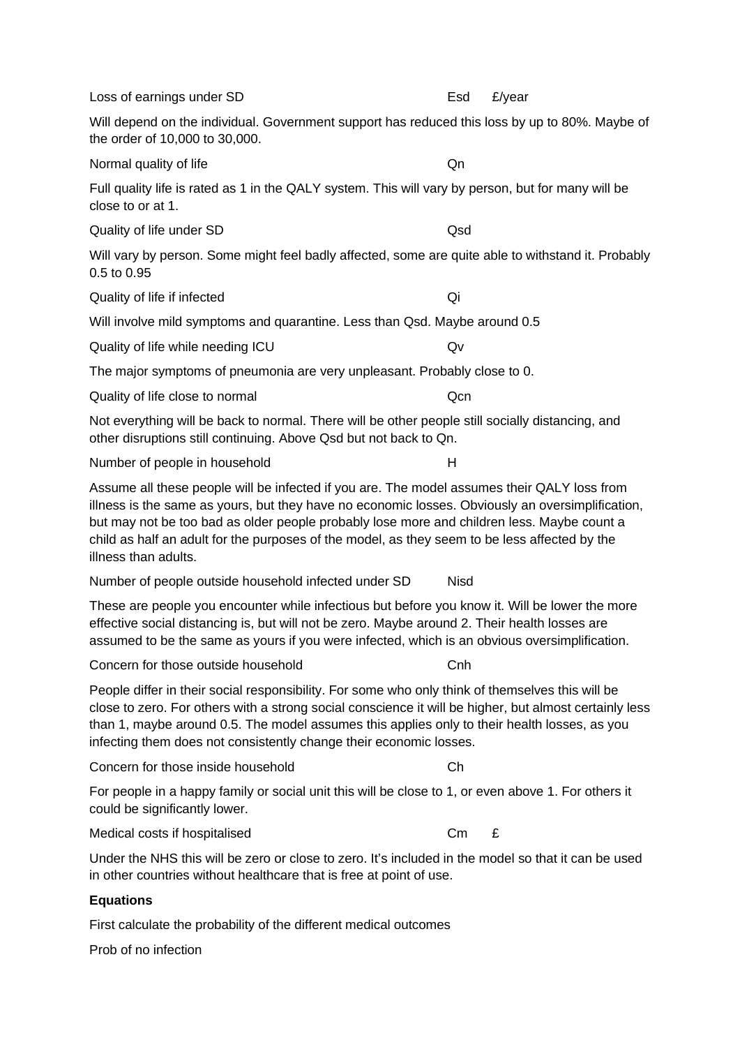Loss of earnings under SD Esd £/year

Will depend on the individual. Government support has reduced this loss by up to 80%. Maybe of the order of 10,000 to 30,000.

Normal quality of life Qn

Full quality life is rated as 1 in the QALY system. This will vary by person, but for many will be close to or at 1.

Quality of life under SD Qsd

Will vary by person. Some might feel badly affected, some are quite able to withstand it. Probably 0.5 to 0.95

Quality of life if infected Qi

Will involve mild symptoms and quarantine. Less than Qsd. Maybe around 0.5

Quality of life while needing ICU Qv

The major symptoms of pneumonia are very unpleasant. Probably close to 0.

Quality of life close to normal Qcn

Not everything will be back to normal. There will be other people still socially distancing, and other disruptions still continuing. Above Qsd but not back to Qn.

Number of people in household H

Assume all these people will be infected if you are. The model assumes their QALY loss from illness is the same as yours, but they have no economic losses. Obviously an oversimplification, but may not be too bad as older people probably lose more and children less. Maybe count a child as half an adult for the purposes of the model, as they seem to be less affected by the illness than adults.

Number of people outside household infected under SD Nisd

These are people you encounter while infectious but before you know it. Will be lower the more effective social distancing is, but will not be zero. Maybe around 2. Their health losses are assumed to be the same as yours if you were infected, which is an obvious oversimplification.

Concern for those outside household Cnh

People differ in their social responsibility. For some who only think of themselves this will be close to zero. For others with a strong social conscience it will be higher, but almost certainly less than 1, maybe around 0.5. The model assumes this applies only to their health losses, as you infecting them does not consistently change their economic losses.

Concern for those inside household Ch

For people in a happy family or social unit this will be close to 1, or even above 1. For others it could be significantly lower.

Medical costs if hospitalised Cm £

Under the NHS this will be zero or close to zero. It's included in the model so that it can be used in other countries without healthcare that is free at point of use.

**Equations**

First calculate the probability of the different medical outcomes

Prob of no infection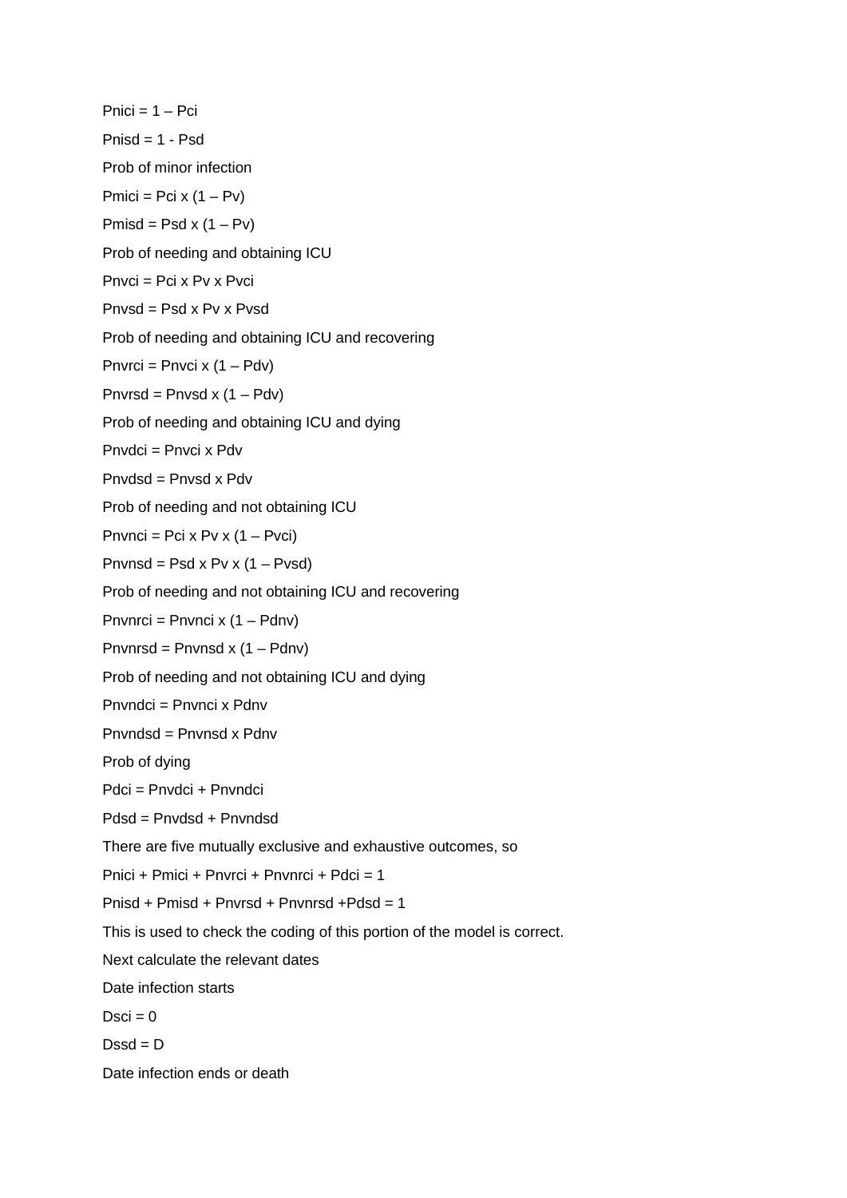$Pnici = 1 – Pci$

$Pnisd = 1 - Psd$

Prob of minor infection

$Pmici = Pci \times (1 – Pv)$

$Pmisd = Psd \times (1 – Pv)$

Prob of needing and obtaining ICU

$Pnvci = Pci \times Pv \times Pvci$

$Pnvsd = Psd \times Pv \times Pvsd$

Prob of needing and obtaining ICU and recovering

$Pnvrci = Pnvci \times (1 – Pdv)$

$Pnvrsd = Pnvsd \times (1 – Pdv)$

Prob of needing and obtaining ICU and dying

$Pnvdci = Pnvci \times Pdv$

$Pnvdsd = Pnvsd \times Pdv$

Prob of needing and not obtaining ICU

$Pnvnci = Pci \times Pv \times (1 – Pvci)$

$Pnvnsd = Psd \times Pv \times (1 – Pvsd)$

Prob of needing and not obtaining ICU and recovering

$Pnvnrci = Pnvnci \times (1 – Pdnv)$

$Pnvnrsd = Pnvnsd \times (1 – Pdnv)$

Prob of needing and not obtaining ICU and dying

$Pnvndci = Pnvnci \times Pdnv$

$Pnvndsd = Pnvnsd \times Pdnv$

Prob of dying

$Pdci = Pnvdci + Pnvndci$

$Pdsd = Pnvdsd + Pnvndsd$

There are five mutually exclusive and exhaustive outcomes, so

$Pnici + Pmici + Pnvrci + Pnvnrci + Pdci = 1$

$Pnisd + Pmisd + Pnvrsd + Pnvnrsd + Pdsd = 1$

This is used to check the coding of this portion of the model is correct.

Next calculate the relevant dates

Date infection starts

$Dsci = 0$

$Dssd = D$

Date infection ends or death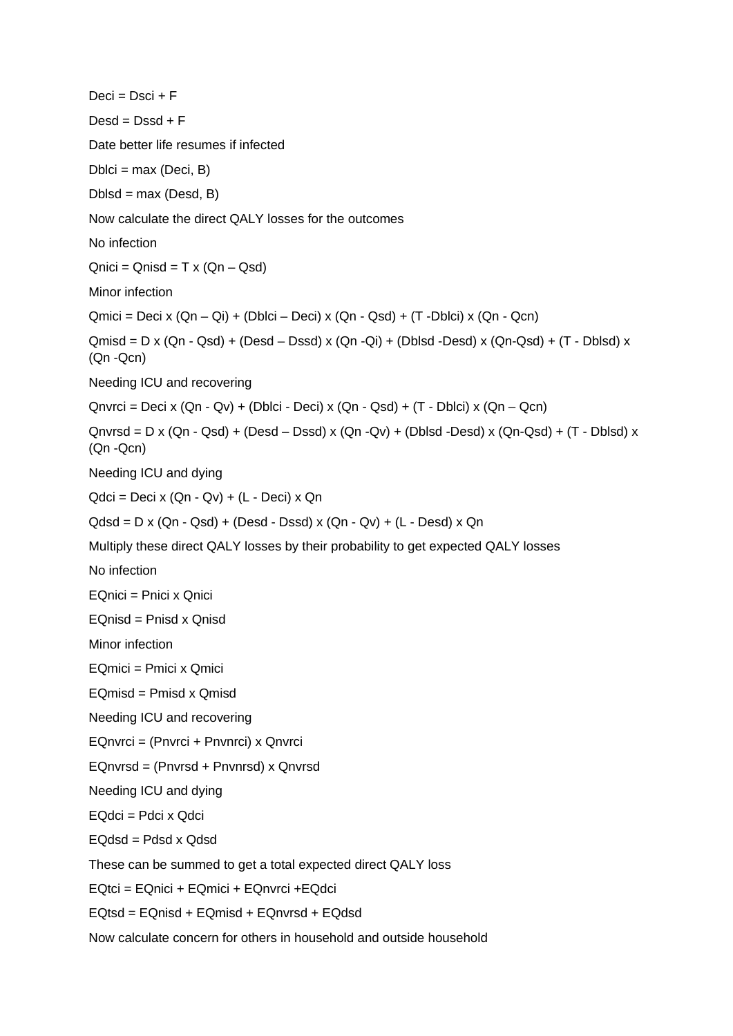$Deci = Dsci + F$

$Desd = Dssd + F$

Date better life resumes if infected

$Dblci = \max(Deci, B)$

$Dblsd = \max(Desd, B)$

Now calculate the direct QALY losses for the outcomes

No infection

$Qnici = Qnisd = T \times (Qn - Qsd)$

Minor infection

$Qmici = Deci \times (Qn - Qi) + (Dblci - Deci) \times (Qn - Qsd) + (T - Dblci) \times (Qn - Qcn)$

$Qmisd = D \times (Qn - Qsd) + (Desd - Dssd) \times (Qn - Qi) + (Dblsd - Desd) \times (Qn - Qsd) + (T - Dblsd) \times (Qn - Qcn)$

Needing ICU and recovering

$Qnvrci = Deci \times (Qn - Qv) + (Dblci - Deci) \times (Qn - Qsd) + (T - Dblci) \times (Qn - Qcn)$

$Qnvrsd = D \times (Qn - Qsd) + (Desd - Dssd) \times (Qn - Qv) + (Dblsd - Desd) \times (Qn - Qsd) + (T - Dblsd) \times (Qn - Qcn)$

Needing ICU and dying

$Qdci = Deci \times (Qn - Qv) + (L - Deci) \times Qn$

$Qdsd = D \times (Qn - Qsd) + (Desd - Dssd) \times (Qn - Qv) + (L - Desd) \times Qn$

Multiply these direct QALY losses by their probability to get expected QALY losses

No infection

$EQnici = Pnici \times Qnici$

$EQnisd = Pnisd \times Qnisd$

Minor infection

$EQmici = Pmici \times Qmici$

$EQmisd = Pmisd \times Qmisd$

Needing ICU and recovering

$EQnvrci = (Pnvrci + Pnvnrci) \times Qnvrci$

$EQnvrsd = (Pnvrsd + Pnvnrsd) \times Qnvrsd$

Needing ICU and dying

$EQdci = Pdci \times Qdci$

$EQdsd = Pdsd \times Qdsd$

These can be summed to get a total expected direct QALY loss

$EQtci = EQnici + EQmici + EQnvrci + EQdci$

$EQtsd = EQnisd + EQmisd + EQnvrsd + EQdsd$

Now calculate concern for others in household and outside household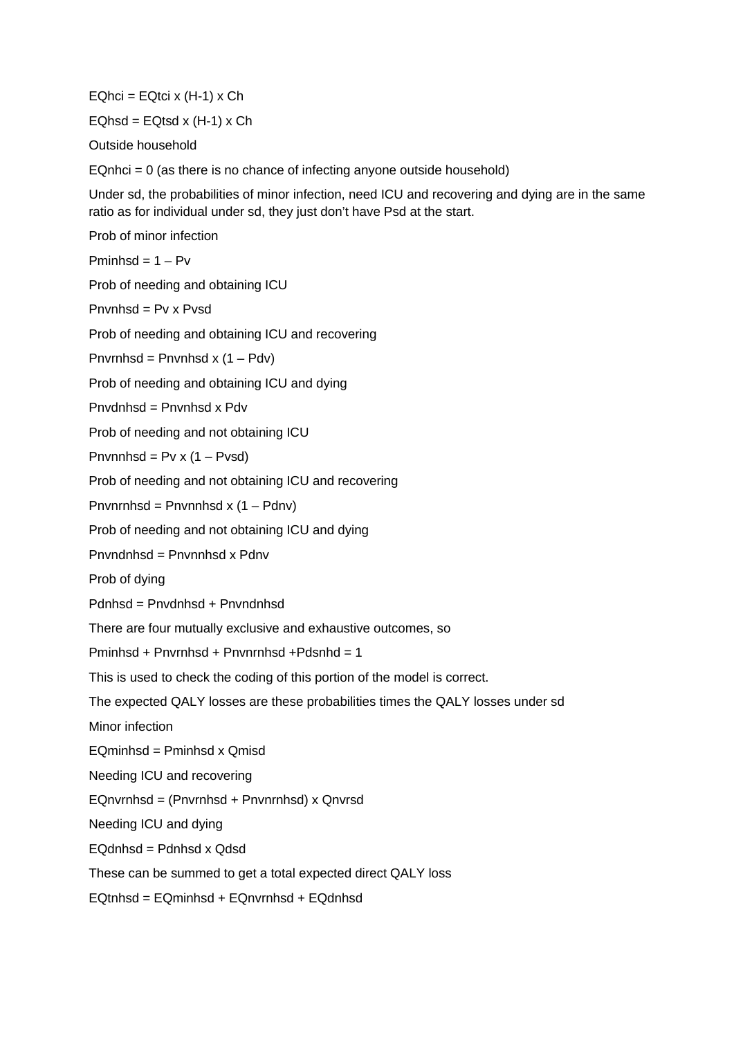$EQhci = EQtci \times (H-1) \times Ch$

$EQhsd = EQtsd \times (H-1) \times Ch$

Outside household

$EQnhci = 0$ (as there is no chance of infecting anyone outside household)

Under sd, the probabilities of minor infection, need ICU and recovering and dying are in the same ratio as for individual under sd, they just don't have Psd at the start.

Prob of minor infection

$Pminhsd = 1 – Pv$

Prob of needing and obtaining ICU

$Pnvnhsd = Pv \times Pvsd$

Prob of needing and obtaining ICU and recovering

$Pnvrnhsd = Pnvnhsd \times (1 – Pdv)$

Prob of needing and obtaining ICU and dying

$Pnvdnhsd = Pnvnhsd \times Pdv$

Prob of needing and not obtaining ICU

$Pnvnnhsd = Pv \times (1 – Pvsd)$

Prob of needing and not obtaining ICU and recovering

$Pnvnrnhsd = Pnvnnhsd \times (1 – Pdnv)$

Prob of needing and not obtaining ICU and dying

$Pnvndnhsd = Pnvnnhsd \times Pdnv$

Prob of dying

$Pdnhsd = Pnvdnhsd + Pnvndnhsd$

There are four mutually exclusive and exhaustive outcomes, so

$Pminhsd + Pnvrnhsd + Pnvnrnhsd + Pdsnhd = 1$

This is used to check the coding of this portion of the model is correct.

The expected QALY losses are these probabilities times the QALY losses under sd

Minor infection

$EQminhsd = Pminhsd \times Qmisd$

Needing ICU and recovering

$EQnvrnhsd = (Pnvrnhsd + Pnvnrnhsd) \times Qnvrsd$

Needing ICU and dying

$EQdnhsd = Pdnhsd \times Qdsd$

These can be summed to get a total expected direct QALY loss

$EQtnhsd = EQminhsd + EQnvrnhsd + EQdnhsd$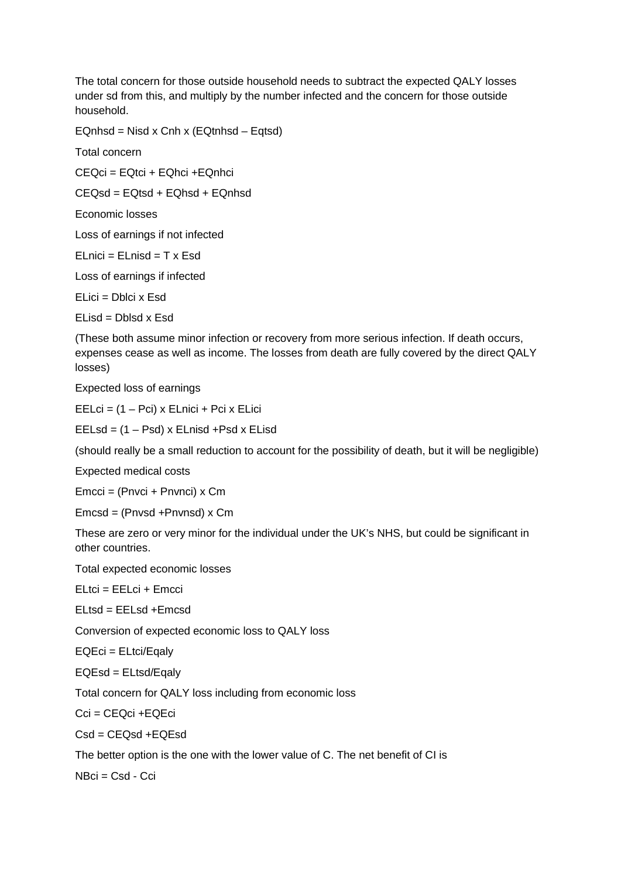The total concern for those outside household needs to subtract the expected QALY losses under sd from this, and multiply by the number infected and the concern for those outside household.

EQnhsd = Nisd x Cnh x (EQtnhsd – Eqtsd)

Total concern

CEQci = EQtci + EQhci +EQnhci

CEQsd = EQtsd + EQhsd + EQnhsd

Economic losses

Loss of earnings if not infected

ELnici = ELnisd = T x Esd

Loss of earnings if infected

ELici = Dblci x Esd

ELisd = Dblsd x Esd

(These both assume minor infection or recovery from more serious infection. If death occurs, expenses cease as well as income. The losses from death are fully covered by the direct QALY losses)

Expected loss of earnings

EELci = (1 – Pci) x ELnici + Pci x ELici

EELsd = (1 – Psd) x ELnisd +Psd x ELisd

(should really be a small reduction to account for the possibility of death, but it will be negligible)

Expected medical costs

Emcci = (Pnvci + Pnvnci) x Cm

Emcsd = (Pnvsd +Pnvnsd) x Cm

These are zero or very minor for the individual under the UK's NHS, but could be significant in other countries.

Total expected economic losses

ELtci = EELci + Emcci

ELtsd = EELsd +Emcsd

Conversion of expected economic loss to QALY loss

EQEci = ELtci/Eqaly

EQEsd = ELtsd/Eqaly

Total concern for QALY loss including from economic loss

Cci = CEQci +EQEci

Csd = CEQsd +EQEsd

The better option is the one with the lower value of C. The net benefit of CI is

NBci = Csd - Cci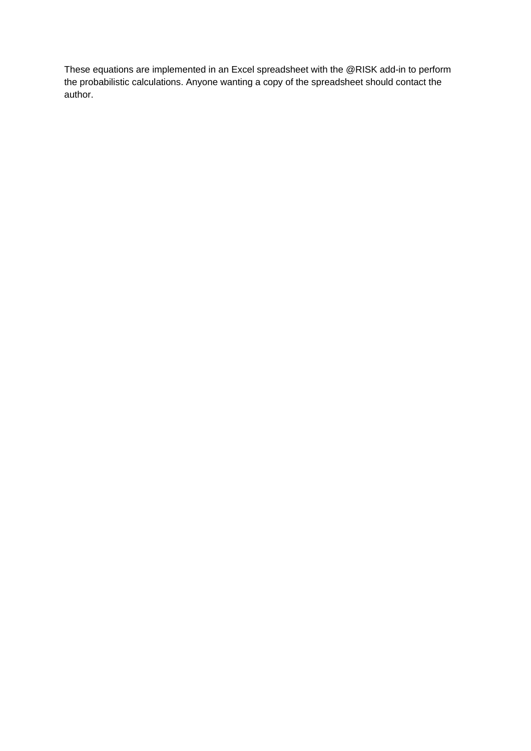These equations are implemented in an Excel spreadsheet with the @RISK add-in to perform the probabilistic calculations. Anyone wanting a copy of the spreadsheet should contact the author.